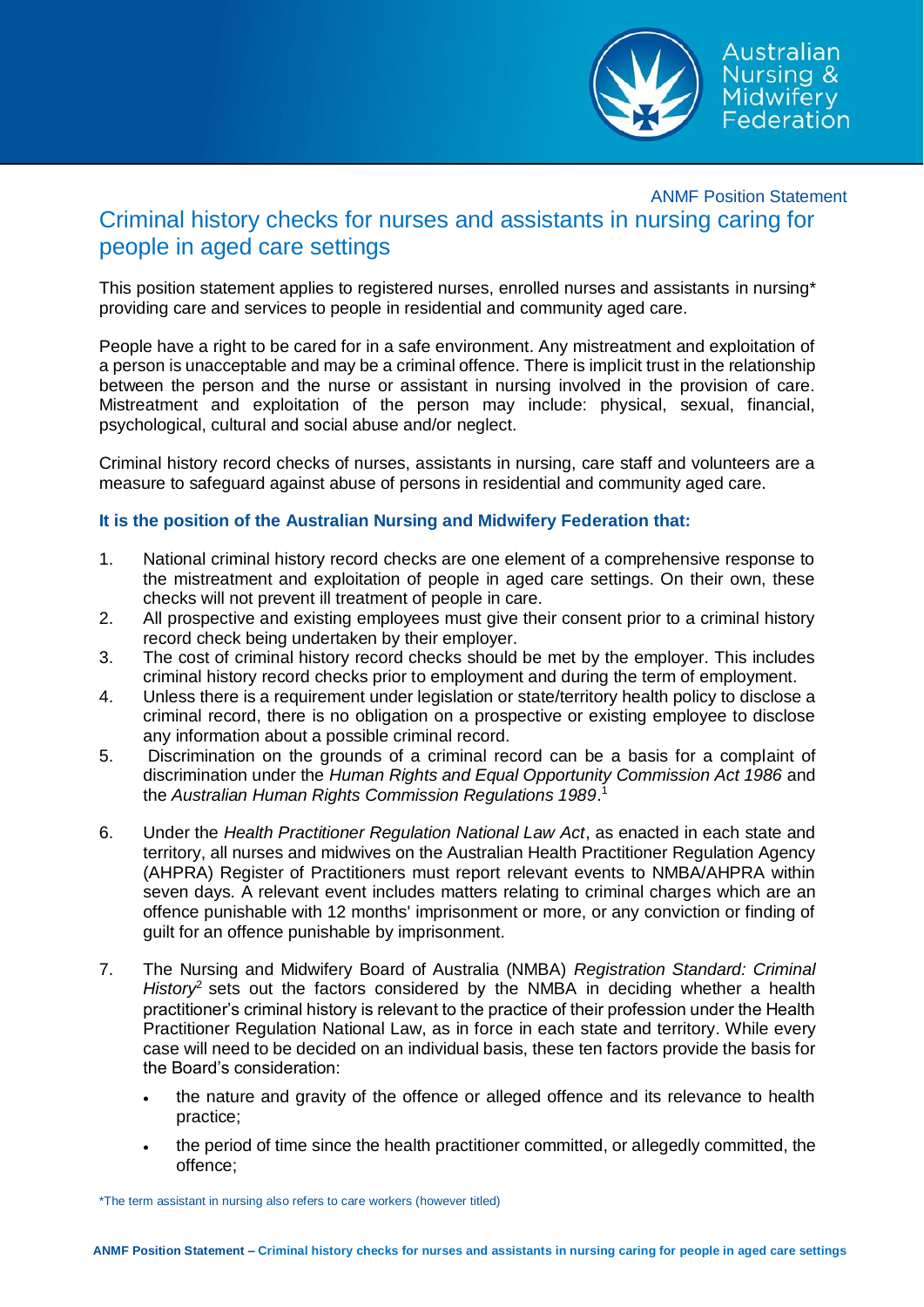ANMF Position Statement

# Criminal history checks for nurses and assistants in nursing caring for people in aged care settings

This position statement applies to registered nurses, enrolled nurses and assistants in nursing* providing care and services to people in residential and community aged care.

People have a right to be cared for in a safe environment. Any mistreatment and exploitation of a person is unacceptable and may be a criminal offence. There is implicit trust in the relationship between the person and the nurse or assistant in nursing involved in the provision of care. Mistreatment and exploitation of the person may include: physical, sexual, financial, psychological, cultural and social abuse and/or neglect.

Criminal history record checks of nurses, assistants in nursing, care staff and volunteers are a measure to safeguard against abuse of persons in residential and community aged care.

**It is the position of the Australian Nursing and Midwifery Federation that:**

1. National criminal history record checks are one element of a comprehensive response to the mistreatment and exploitation of people in aged care settings. On their own, these checks will not prevent ill treatment of people in care.
2. All prospective and existing employees must give their consent prior to a criminal history record check being undertaken by their employer.
3. The cost of criminal history record checks should be met by the employer. This includes criminal history record checks prior to employment and during the term of employment.
4. Unless there is a requirement under legislation or state/territory health policy to disclose a criminal record, there is no obligation on a prospective or existing employee to disclose any information about a possible criminal record.
5. Discrimination on the grounds of a criminal record can be a basis for a complaint of discrimination under the *Human Rights and Equal Opportunity Commission Act 1986* and the *Australian Human Rights Commission Regulations 1989*.[1]
6. Under the *Health Practitioner Regulation National Law Act*, as enacted in each state and territory, all nurses and midwives on the Australian Health Practitioner Regulation Agency (AHPRA) Register of Practitioners must report relevant events to NMBA/AHPRA within seven days. A relevant event includes matters relating to criminal charges which are an offence punishable with 12 months' imprisonment or more, or any conviction or finding of guilt for an offence punishable by imprisonment.
7. The Nursing and Midwifery Board of Australia (NMBA) *Registration Standard: Criminal History*[2] sets out the factors considered by the NMBA in deciding whether a health practitioner's criminal history is relevant to the practice of their profession under the Health Practitioner Regulation National Law, as in force in each state and territory. While every case will need to be decided on an individual basis, these ten factors provide the basis for the Board's consideration:
   - the nature and gravity of the offence or alleged offence and its relevance to health practice;
   - the period of time since the health practitioner committed, or allegedly committed, the offence;

*The term assistant in nursing also refers to care workers (however titled)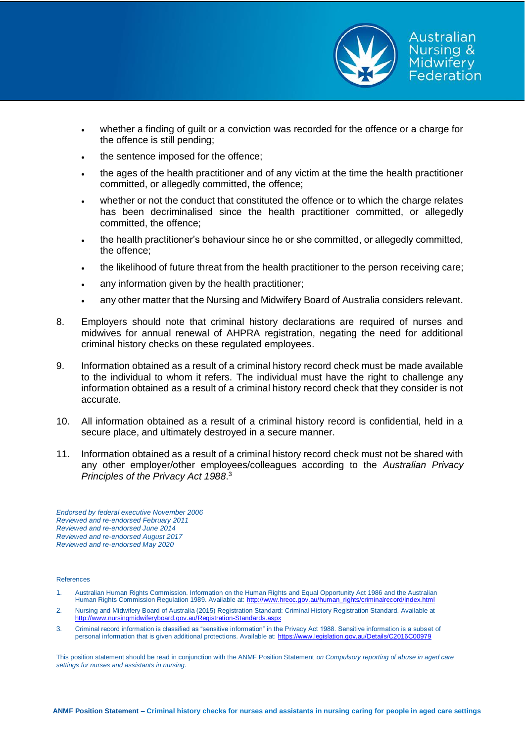- whether a finding of guilt or a conviction was recorded for the offence or a charge for the offence is still pending;
- the sentence imposed for the offence;
- the ages of the health practitioner and of any victim at the time the health practitioner committed, or allegedly committed, the offence;
- whether or not the conduct that constituted the offence or to which the charge relates has been decriminalised since the health practitioner committed, or allegedly committed, the offence;
- the health practitioner's behaviour since he or she committed, or allegedly committed, the offence;
- the likelihood of future threat from the health practitioner to the person receiving care;
- any information given by the health practitioner;
- any other matter that the Nursing and Midwifery Board of Australia considers relevant.

8. Employers should note that criminal history declarations are required of nurses and midwives for annual renewal of AHPRA registration, negating the need for additional criminal history checks on these regulated employees.

9. Information obtained as a result of a criminal history record check must be made available to the individual to whom it refers. The individual must have the right to challenge any information obtained as a result of a criminal history record check that they consider is not accurate.

10. All information obtained as a result of a criminal history record is confidential, held in a secure place, and ultimately destroyed in a secure manner.

11. Information obtained as a result of a criminal history record check must not be shared with any other employer/other employees/colleagues according to the *Australian Privacy Principles of the Privacy Act 1988*.[3]

*Endorsed by federal executive November 2006*
*Reviewed and re-endorsed February 2011*
*Reviewed and re-endorsed June 2014*
*Reviewed and re-endorsed August 2017*
*Reviewed and re-endorsed May 2020*

References

1. Australian Human Rights Commission. Information on the Human Rights and Equal Opportunity Act 1986 and the Australian Human Rights Commission Regulation 1989. Available at: http://www.hreoc.gov.au/human_rights/criminalrecord/index.html
2. Nursing and Midwifery Board of Australia (2015) Registration Standard: Criminal History Registration Standard. Available at http://www.nursingmidwiferyboard.gov.au/Registration-Standards.aspx
3. Criminal record information is classified as "sensitive information" in the Privacy Act 1988. Sensitive information is a subset of personal information that is given additional protections. Available at: https://www.legislation.gov.au/Details/C2016C00979

This position statement should be read in conjunction with the ANMF Position Statement *on Compulsory reporting of abuse in aged care settings for nurses and assistants in nursing*.